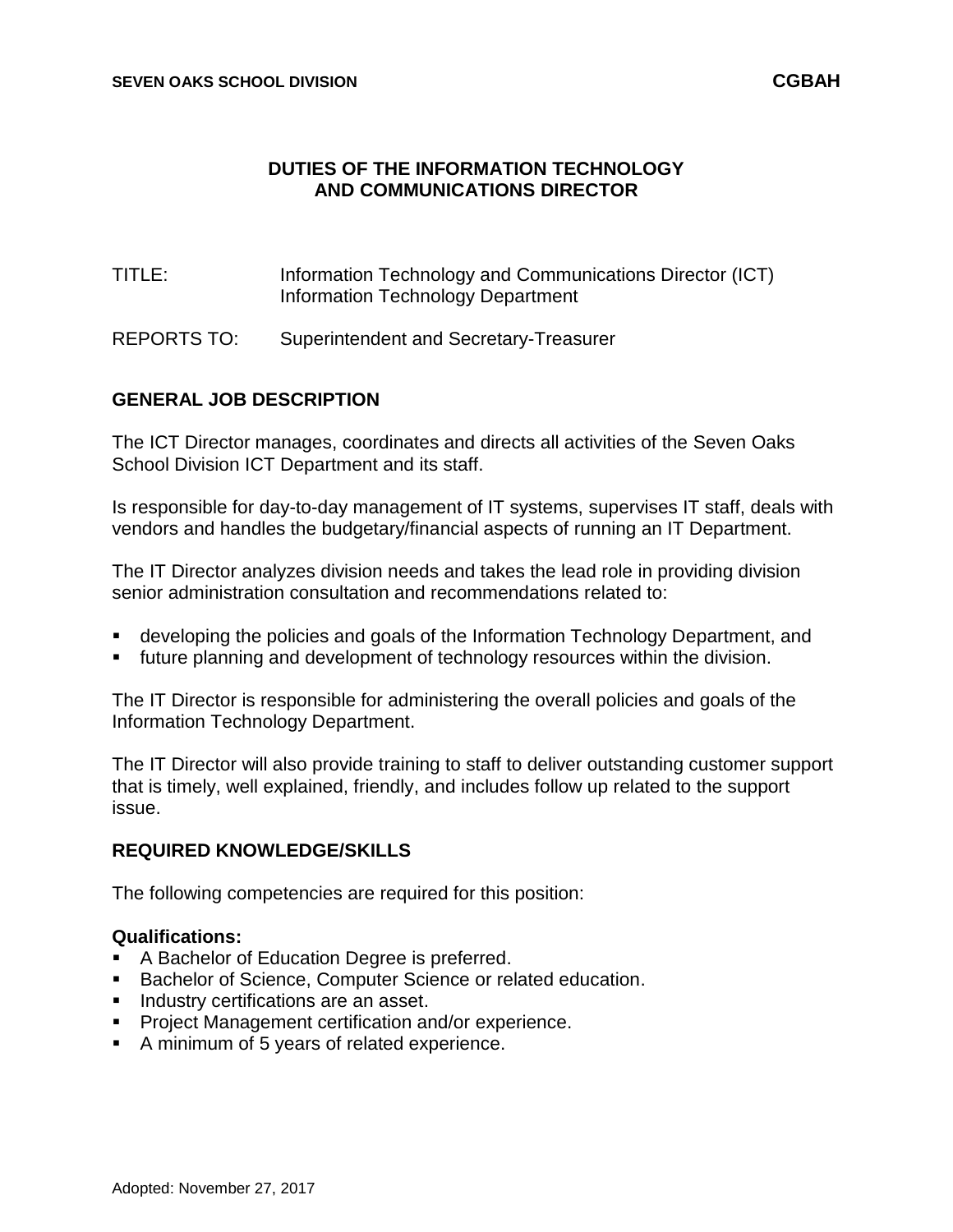# DUTIES OF THE INFORMATION TECHNOLOGY AND COMMUNICATIONS DIRECTOR

TITLE: Information Technology and Communications Director (ICT)
Information Technology Department

REPORTS TO: Superintendent and Secretary-Treasurer

## GENERAL JOB DESCRIPTION

The ICT Director manages, coordinates and directs all activities of the Seven Oaks School Division ICT Department and its staff.

Is responsible for day-to-day management of IT systems, supervises IT staff, deals with vendors and handles the budgetary/financial aspects of running an IT Department.

The IT Director analyzes division needs and takes the lead role in providing division senior administration consultation and recommendations related to:

- developing the policies and goals of the Information Technology Department, and
- future planning and development of technology resources within the division.

The IT Director is responsible for administering the overall policies and goals of the Information Technology Department.

The IT Director will also provide training to staff to deliver outstanding customer support that is timely, well explained, friendly, and includes follow up related to the support issue.

## REQUIRED KNOWLEDGE/SKILLS

The following competencies are required for this position:

**Qualifications:**

- A Bachelor of Education Degree is preferred.
- Bachelor of Science, Computer Science or related education.
- Industry certifications are an asset.
- Project Management certification and/or experience.
- A minimum of 5 years of related experience.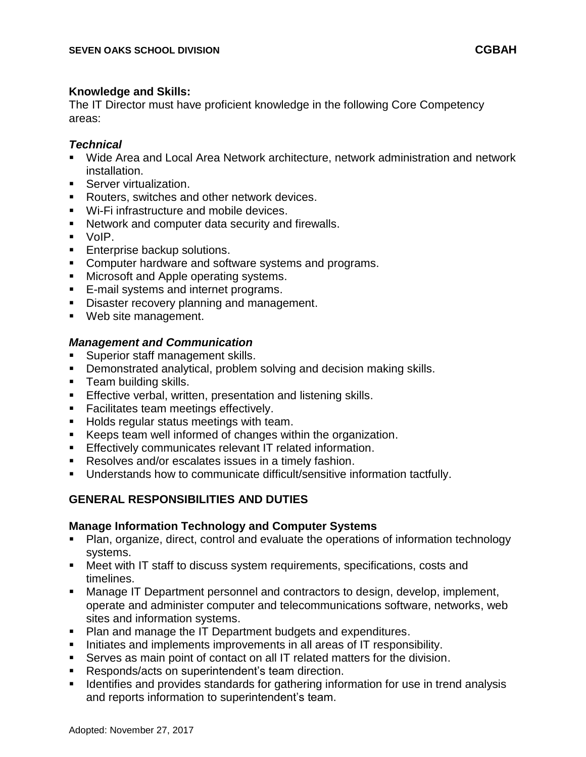**Knowledge and Skills:**
The IT Director must have proficient knowledge in the following Core Competency areas:

***Technical***

- Wide Area and Local Area Network architecture, network administration and network installation.
- Server virtualization.
- Routers, switches and other network devices.
- Wi-Fi infrastructure and mobile devices.
- Network and computer data security and firewalls.
- VoIP.
- Enterprise backup solutions.
- Computer hardware and software systems and programs.
- Microsoft and Apple operating systems.
- E-mail systems and internet programs.
- Disaster recovery planning and management.
- Web site management.

***Management and Communication***

- Superior staff management skills.
- Demonstrated analytical, problem solving and decision making skills.
- Team building skills.
- Effective verbal, written, presentation and listening skills.
- Facilitates team meetings effectively.
- Holds regular status meetings with team.
- Keeps team well informed of changes within the organization.
- Effectively communicates relevant IT related information.
- Resolves and/or escalates issues in a timely fashion.
- Understands how to communicate difficult/sensitive information tactfully.

## GENERAL RESPONSIBILITIES AND DUTIES

**Manage Information Technology and Computer Systems**

- Plan, organize, direct, control and evaluate the operations of information technology systems.
- Meet with IT staff to discuss system requirements, specifications, costs and timelines.
- Manage IT Department personnel and contractors to design, develop, implement, operate and administer computer and telecommunications software, networks, web sites and information systems.
- Plan and manage the IT Department budgets and expenditures.
- Initiates and implements improvements in all areas of IT responsibility.
- Serves as main point of contact on all IT related matters for the division.
- Responds/acts on superintendent's team direction.
- Identifies and provides standards for gathering information for use in trend analysis and reports information to superintendent's team.

Adopted: November 27, 2017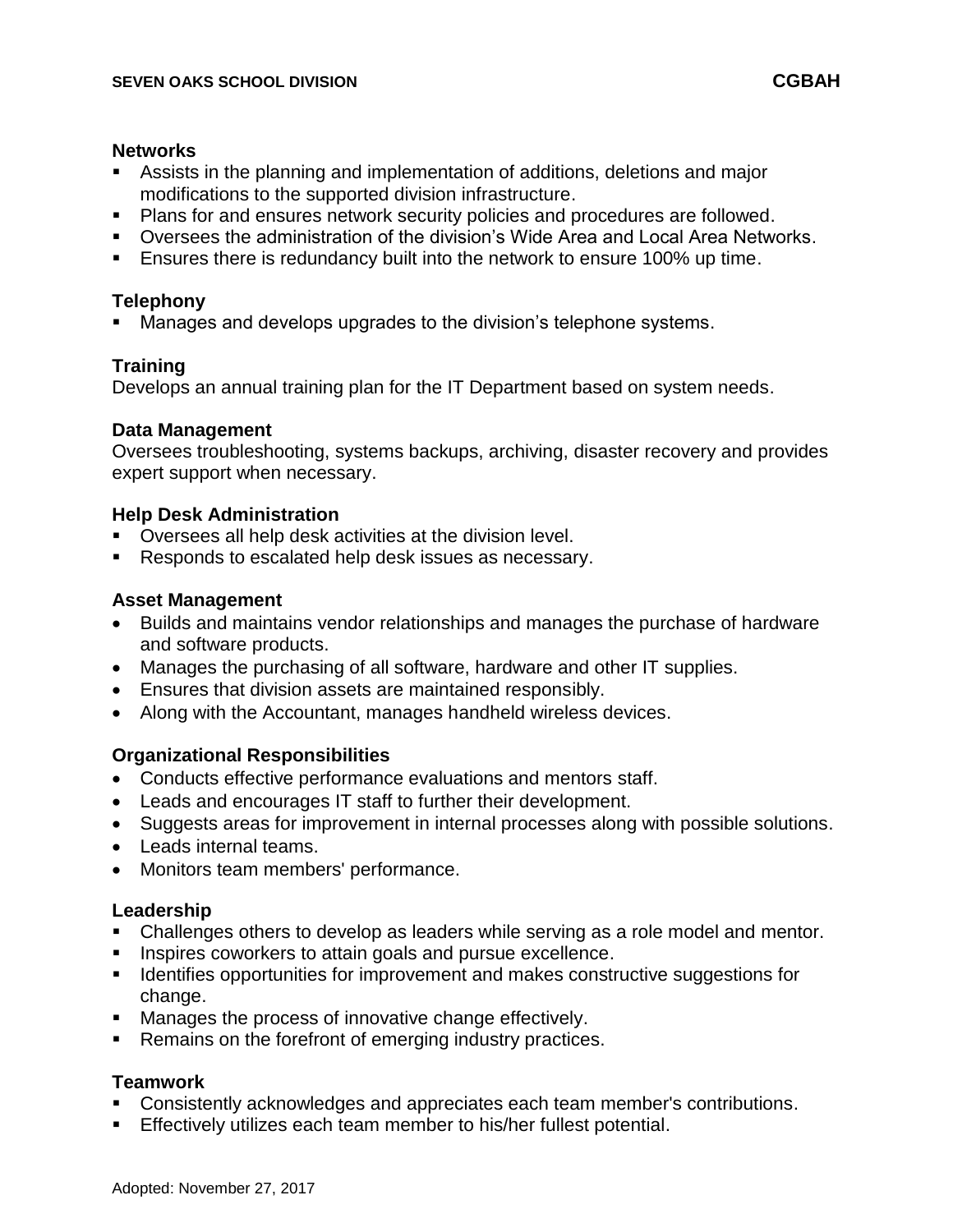**Networks**

- Assists in the planning and implementation of additions, deletions and major modifications to the supported division infrastructure.
- Plans for and ensures network security policies and procedures are followed.
- Oversees the administration of the division's Wide Area and Local Area Networks.
- Ensures there is redundancy built into the network to ensure 100% up time.

**Telephony**

- Manages and develops upgrades to the division's telephone systems.

**Training**

Develops an annual training plan for the IT Department based on system needs.

**Data Management**

Oversees troubleshooting, systems backups, archiving, disaster recovery and provides expert support when necessary.

**Help Desk Administration**

- Oversees all help desk activities at the division level.
- Responds to escalated help desk issues as necessary.

**Asset Management**

- Builds and maintains vendor relationships and manages the purchase of hardware and software products.
- Manages the purchasing of all software, hardware and other IT supplies.
- Ensures that division assets are maintained responsibly.
- Along with the Accountant, manages handheld wireless devices.

**Organizational Responsibilities**

- Conducts effective performance evaluations and mentors staff.
- Leads and encourages IT staff to further their development.
- Suggests areas for improvement in internal processes along with possible solutions.
- Leads internal teams.
- Monitors team members' performance.

**Leadership**

- Challenges others to develop as leaders while serving as a role model and mentor.
- Inspires coworkers to attain goals and pursue excellence.
- Identifies opportunities for improvement and makes constructive suggestions for change.
- Manages the process of innovative change effectively.
- Remains on the forefront of emerging industry practices.

**Teamwork**

- Consistently acknowledges and appreciates each team member's contributions.
- Effectively utilizes each team member to his/her fullest potential.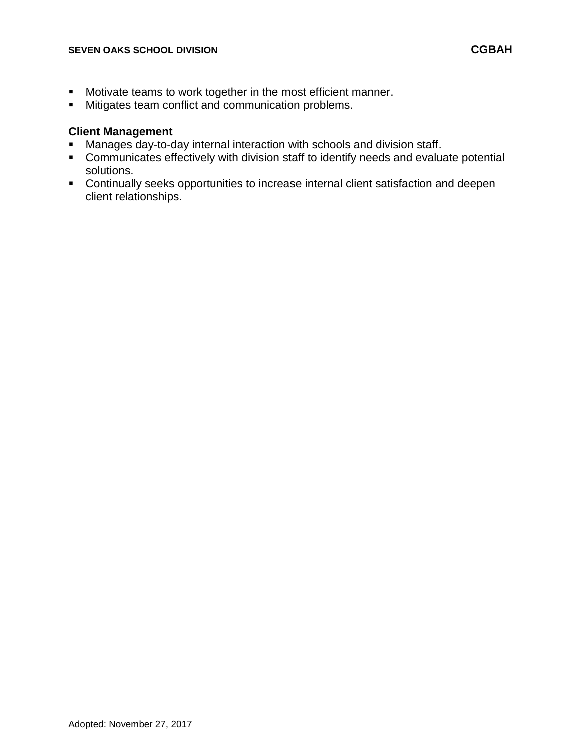- Motivate teams to work together in the most efficient manner.
- Mitigates team conflict and communication problems.

**Client Management**

- Manages day-to-day internal interaction with schools and division staff.
- Communicates effectively with division staff to identify needs and evaluate potential solutions.
- Continually seeks opportunities to increase internal client satisfaction and deepen client relationships.